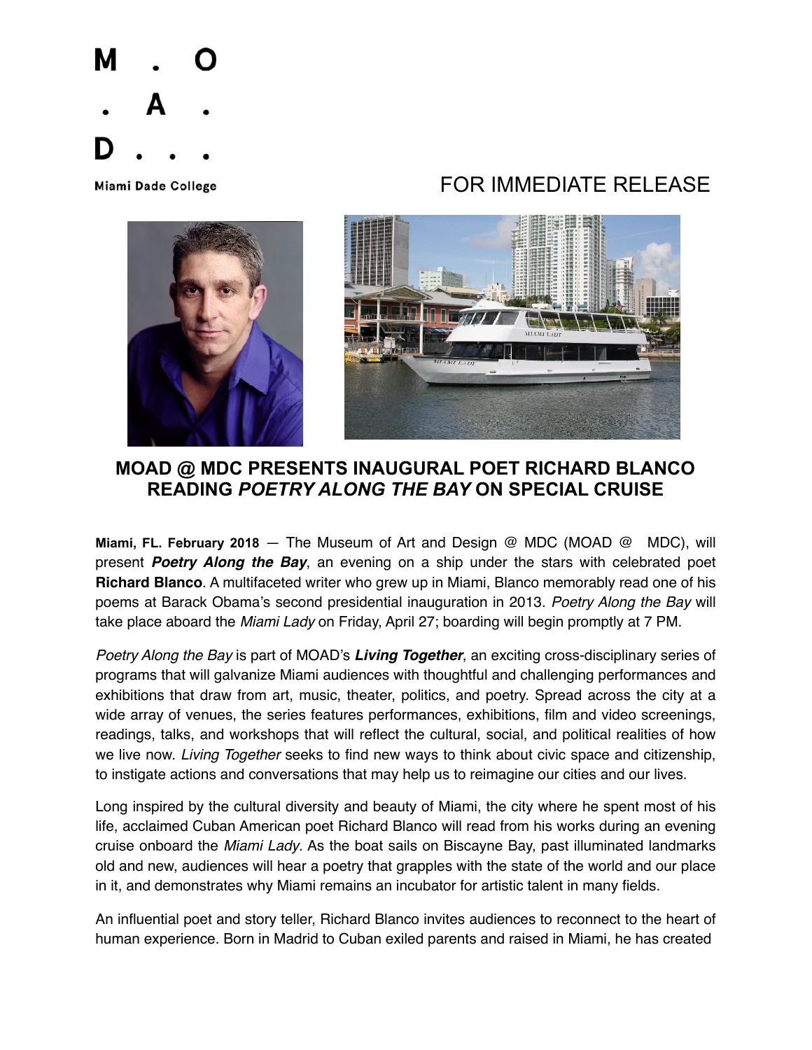M . O
. A .
D . . .

Miami Dade College

FOR IMMEDIATE RELEASE

## MOAD @ MDC PRESENTS INAUGURAL POET RICHARD BLANCO READING *POETRY ALONG THE BAY* ON SPECIAL CRUISE

**Miami, FL. February 2018** — The Museum of Art and Design @ MDC (MOAD @ MDC), will present ***Poetry Along the Bay***, an evening on a ship under the stars with celebrated poet **Richard Blanco**. A multifaceted writer who grew up in Miami, Blanco memorably read one of his poems at Barack Obama's second presidential inauguration in 2013. *Poetry Along the Bay* will take place aboard the *Miami Lady* on Friday, April 27; boarding will begin promptly at 7 PM.

*Poetry Along the Bay* is part of MOAD's ***Living Together***, an exciting cross-disciplinary series of programs that will galvanize Miami audiences with thoughtful and challenging performances and exhibitions that draw from art, music, theater, politics, and poetry. Spread across the city at a wide array of venues, the series features performances, exhibitions, film and video screenings, readings, talks, and workshops that will reflect the cultural, social, and political realities of how we live now. *Living Together* seeks to find new ways to think about civic space and citizenship, to instigate actions and conversations that may help us to reimagine our cities and our lives.

Long inspired by the cultural diversity and beauty of Miami, the city where he spent most of his life, acclaimed Cuban American poet Richard Blanco will read from his works during an evening cruise onboard the *Miami Lady*. As the boat sails on Biscayne Bay, past illuminated landmarks old and new, audiences will hear a poetry that grapples with the state of the world and our place in it, and demonstrates why Miami remains an incubator for artistic talent in many fields.

An influential poet and story teller, Richard Blanco invites audiences to reconnect to the heart of human experience. Born in Madrid to Cuban exiled parents and raised in Miami, he has created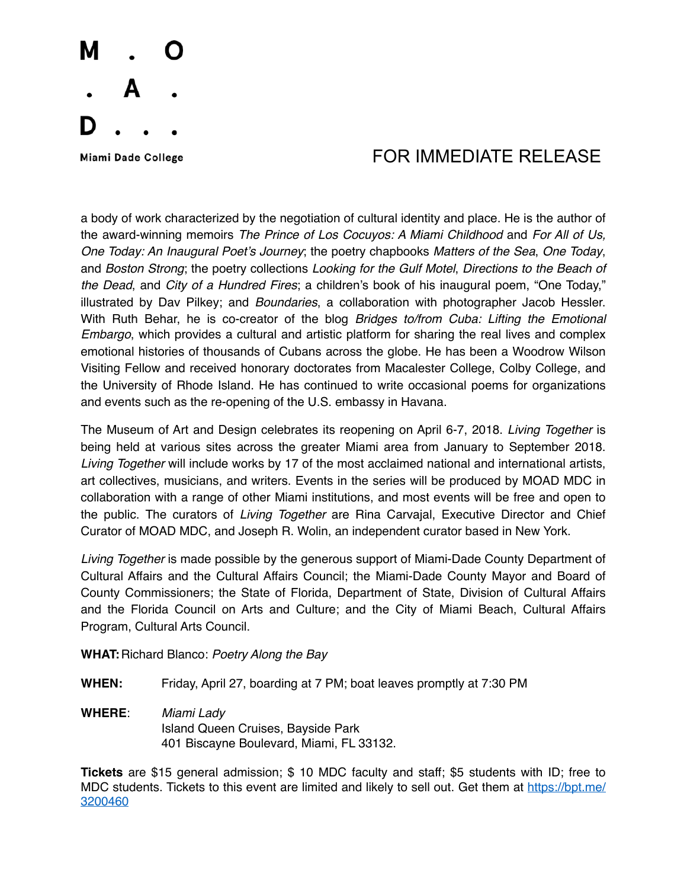a body of work characterized by the negotiation of cultural identity and place. He is the author of the award-winning memoirs *The Prince of Los Cocuyos: A Miami Childhood* and *For All of Us, One Today: An Inaugural Poet's Journey*; the poetry chapbooks *Matters of the Sea*, *One Today*, and *Boston Strong*; the poetry collections *Looking for the Gulf Motel*, *Directions to the Beach of the Dead*, and *City of a Hundred Fires*; a children's book of his inaugural poem, "One Today," illustrated by Dav Pilkey; and *Boundaries*, a collaboration with photographer Jacob Hessler. With Ruth Behar, he is co-creator of the blog *Bridges to/from Cuba: Lifting the Emotional Embargo*, which provides a cultural and artistic platform for sharing the real lives and complex emotional histories of thousands of Cubans across the globe. He has been a Woodrow Wilson Visiting Fellow and received honorary doctorates from Macalester College, Colby College, and the University of Rhode Island. He has continued to write occasional poems for organizations and events such as the re-opening of the U.S. embassy in Havana.

The Museum of Art and Design celebrates its reopening on April 6-7, 2018. *Living Together* is being held at various sites across the greater Miami area from January to September 2018. *Living Together* will include works by 17 of the most acclaimed national and international artists, art collectives, musicians, and writers. Events in the series will be produced by MOAD MDC in collaboration with a range of other Miami institutions, and most events will be free and open to the public. The curators of *Living Together* are Rina Carvajal, Executive Director and Chief Curator of MOAD MDC, and Joseph R. Wolin, an independent curator based in New York.

*Living Together* is made possible by the generous support of Miami-Dade County Department of Cultural Affairs and the Cultural Affairs Council; the Miami-Dade County Mayor and Board of County Commissioners; the State of Florida, Department of State, Division of Cultural Affairs and the Florida Council on Arts and Culture; and the City of Miami Beach, Cultural Affairs Program, Cultural Arts Council.

**WHAT:** Richard Blanco: *Poetry Along the Bay*

**WHEN:** Friday, April 27, boarding at 7 PM; boat leaves promptly at 7:30 PM

**WHERE:** *Miami Lady*
Island Queen Cruises, Bayside Park
401 Biscayne Boulevard, Miami, FL 33132.

**Tickets** are $15 general admission; $ 10 MDC faculty and staff; $5 students with ID; free to MDC students. Tickets to this event are limited and likely to sell out. Get them at https://bpt.me/3200460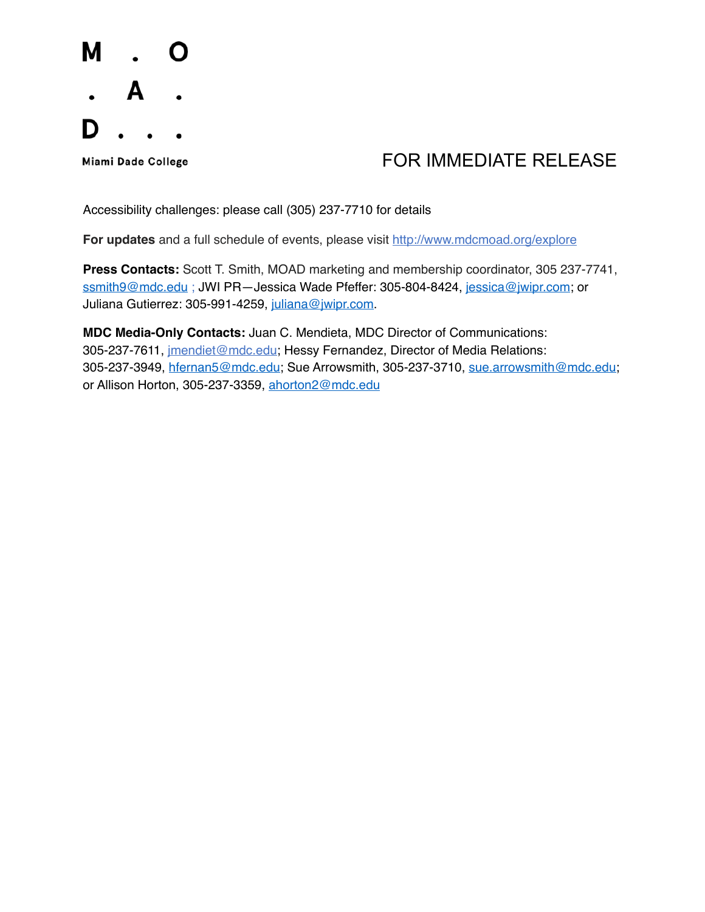M . O
. A .
D . . .

Miami Dade College

FOR IMMEDIATE RELEASE

Accessibility challenges: please call (305) 237-7710 for details

**For updates** and a full schedule of events, please visit http://www.mdcmoad.org/explore

**Press Contacts:** Scott T. Smith, MOAD marketing and membership coordinator, 305 237-7741, ssmith9@mdc.edu ; JWI PR—Jessica Wade Pfeffer: 305-804-8424, jessica@jwipr.com; or Juliana Gutierrez: 305-991-4259, juliana@jwipr.com.

**MDC Media-Only Contacts:** Juan C. Mendieta, MDC Director of Communications: 305-237-7611, jmendiet@mdc.edu; Hessy Fernandez, Director of Media Relations: 305-237-3949, hfernan5@mdc.edu; Sue Arrowsmith, 305-237-3710, sue.arrowsmith@mdc.edu; or Allison Horton, 305-237-3359, ahorton2@mdc.edu